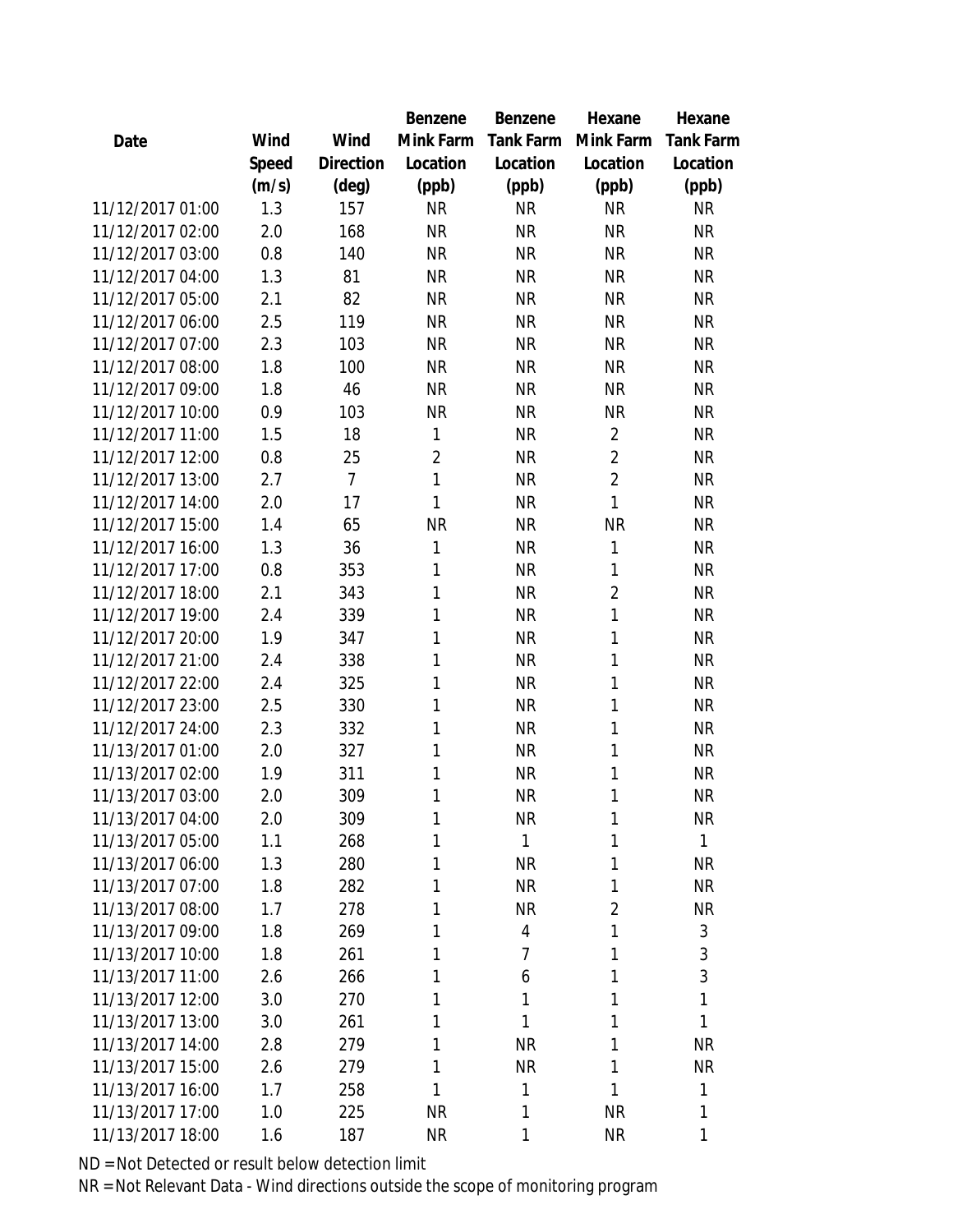| Date | Wind Speed (m/s) | Wind Direction (deg) | Benzene Mink Farm Location (ppb) | Benzene Tank Farm Location (ppb) | Hexane Mink Farm Location (ppb) | Hexane Tank Farm Location (ppb) |
|---|---|---|---|---|---|---|
| 11/12/2017 01:00 | 1.3 | 157 | NR | NR | NR | NR |
| 11/12/2017 02:00 | 2.0 | 168 | NR | NR | NR | NR |
| 11/12/2017 03:00 | 0.8 | 140 | NR | NR | NR | NR |
| 11/12/2017 04:00 | 1.3 | 81 | NR | NR | NR | NR |
| 11/12/2017 05:00 | 2.1 | 82 | NR | NR | NR | NR |
| 11/12/2017 06:00 | 2.5 | 119 | NR | NR | NR | NR |
| 11/12/2017 07:00 | 2.3 | 103 | NR | NR | NR | NR |
| 11/12/2017 08:00 | 1.8 | 100 | NR | NR | NR | NR |
| 11/12/2017 09:00 | 1.8 | 46 | NR | NR | NR | NR |
| 11/12/2017 10:00 | 0.9 | 103 | NR | NR | NR | NR |
| 11/12/2017 11:00 | 1.5 | 18 | 1 | NR | 2 | NR |
| 11/12/2017 12:00 | 0.8 | 25 | 2 | NR | 2 | NR |
| 11/12/2017 13:00 | 2.7 | 7 | 1 | NR | 2 | NR |
| 11/12/2017 14:00 | 2.0 | 17 | 1 | NR | 1 | NR |
| 11/12/2017 15:00 | 1.4 | 65 | NR | NR | NR | NR |
| 11/12/2017 16:00 | 1.3 | 36 | 1 | NR | 1 | NR |
| 11/12/2017 17:00 | 0.8 | 353 | 1 | NR | 1 | NR |
| 11/12/2017 18:00 | 2.1 | 343 | 1 | NR | 2 | NR |
| 11/12/2017 19:00 | 2.4 | 339 | 1 | NR | 1 | NR |
| 11/12/2017 20:00 | 1.9 | 347 | 1 | NR | 1 | NR |
| 11/12/2017 21:00 | 2.4 | 338 | 1 | NR | 1 | NR |
| 11/12/2017 22:00 | 2.4 | 325 | 1 | NR | 1 | NR |
| 11/12/2017 23:00 | 2.5 | 330 | 1 | NR | 1 | NR |
| 11/12/2017 24:00 | 2.3 | 332 | 1 | NR | 1 | NR |
| 11/13/2017 01:00 | 2.0 | 327 | 1 | NR | 1 | NR |
| 11/13/2017 02:00 | 1.9 | 311 | 1 | NR | 1 | NR |
| 11/13/2017 03:00 | 2.0 | 309 | 1 | NR | 1 | NR |
| 11/13/2017 04:00 | 2.0 | 309 | 1 | NR | 1 | NR |
| 11/13/2017 05:00 | 1.1 | 268 | 1 | 1 | 1 | 1 |
| 11/13/2017 06:00 | 1.3 | 280 | 1 | NR | 1 | NR |
| 11/13/2017 07:00 | 1.8 | 282 | 1 | NR | 1 | NR |
| 11/13/2017 08:00 | 1.7 | 278 | 1 | NR | 2 | NR |
| 11/13/2017 09:00 | 1.8 | 269 | 1 | 4 | 1 | 3 |
| 11/13/2017 10:00 | 1.8 | 261 | 1 | 7 | 1 | 3 |
| 11/13/2017 11:00 | 2.6 | 266 | 1 | 6 | 1 | 3 |
| 11/13/2017 12:00 | 3.0 | 270 | 1 | 1 | 1 | 1 |
| 11/13/2017 13:00 | 3.0 | 261 | 1 | 1 | 1 | 1 |
| 11/13/2017 14:00 | 2.8 | 279 | 1 | NR | 1 | NR |
| 11/13/2017 15:00 | 2.6 | 279 | 1 | NR | 1 | NR |
| 11/13/2017 16:00 | 1.7 | 258 | 1 | 1 | 1 | 1 |
| 11/13/2017 17:00 | 1.0 | 225 | NR | 1 | NR | 1 |
| 11/13/2017 18:00 | 1.6 | 187 | NR | 1 | NR | 1 |

ND = Not Detected or result below detection limit

NR = Not Relevant Data - Wind directions outside the scope of monitoring program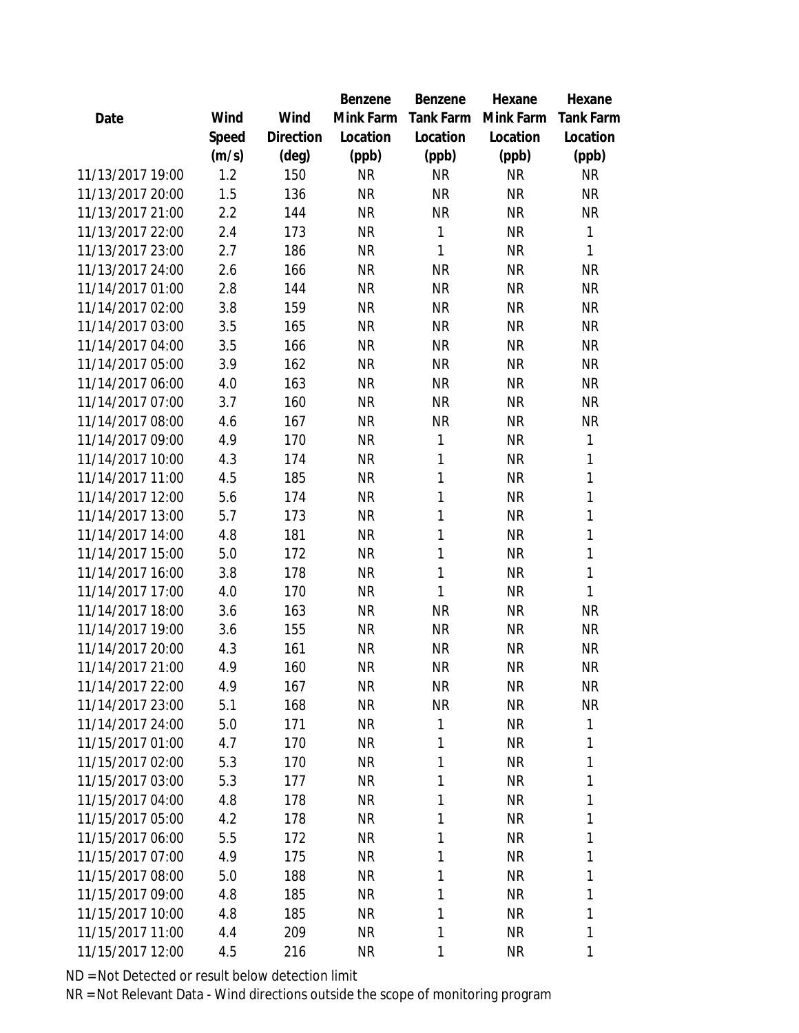| Date | Wind Speed (m/s) | Wind Direction (deg) | Benzene Mink Farm Location (ppb) | Benzene Tank Farm Location (ppb) | Hexane Mink Farm Location (ppb) | Hexane Tank Farm Location (ppb) |
|---|---|---|---|---|---|---|
| 11/13/2017 19:00 | 1.2 | 150 | NR | NR | NR | NR |
| 11/13/2017 20:00 | 1.5 | 136 | NR | NR | NR | NR |
| 11/13/2017 21:00 | 2.2 | 144 | NR | NR | NR | NR |
| 11/13/2017 22:00 | 2.4 | 173 | NR | 1 | NR | 1 |
| 11/13/2017 23:00 | 2.7 | 186 | NR | 1 | NR | 1 |
| 11/13/2017 24:00 | 2.6 | 166 | NR | NR | NR | NR |
| 11/14/2017 01:00 | 2.8 | 144 | NR | NR | NR | NR |
| 11/14/2017 02:00 | 3.8 | 159 | NR | NR | NR | NR |
| 11/14/2017 03:00 | 3.5 | 165 | NR | NR | NR | NR |
| 11/14/2017 04:00 | 3.5 | 166 | NR | NR | NR | NR |
| 11/14/2017 05:00 | 3.9 | 162 | NR | NR | NR | NR |
| 11/14/2017 06:00 | 4.0 | 163 | NR | NR | NR | NR |
| 11/14/2017 07:00 | 3.7 | 160 | NR | NR | NR | NR |
| 11/14/2017 08:00 | 4.6 | 167 | NR | NR | NR | NR |
| 11/14/2017 09:00 | 4.9 | 170 | NR | 1 | NR | 1 |
| 11/14/2017 10:00 | 4.3 | 174 | NR | 1 | NR | 1 |
| 11/14/2017 11:00 | 4.5 | 185 | NR | 1 | NR | 1 |
| 11/14/2017 12:00 | 5.6 | 174 | NR | 1 | NR | 1 |
| 11/14/2017 13:00 | 5.7 | 173 | NR | 1 | NR | 1 |
| 11/14/2017 14:00 | 4.8 | 181 | NR | 1 | NR | 1 |
| 11/14/2017 15:00 | 5.0 | 172 | NR | 1 | NR | 1 |
| 11/14/2017 16:00 | 3.8 | 178 | NR | 1 | NR | 1 |
| 11/14/2017 17:00 | 4.0 | 170 | NR | 1 | NR | 1 |
| 11/14/2017 18:00 | 3.6 | 163 | NR | NR | NR | NR |
| 11/14/2017 19:00 | 3.6 | 155 | NR | NR | NR | NR |
| 11/14/2017 20:00 | 4.3 | 161 | NR | NR | NR | NR |
| 11/14/2017 21:00 | 4.9 | 160 | NR | NR | NR | NR |
| 11/14/2017 22:00 | 4.9 | 167 | NR | NR | NR | NR |
| 11/14/2017 23:00 | 5.1 | 168 | NR | NR | NR | NR |
| 11/14/2017 24:00 | 5.0 | 171 | NR | 1 | NR | 1 |
| 11/15/2017 01:00 | 4.7 | 170 | NR | 1 | NR | 1 |
| 11/15/2017 02:00 | 5.3 | 170 | NR | 1 | NR | 1 |
| 11/15/2017 03:00 | 5.3 | 177 | NR | 1 | NR | 1 |
| 11/15/2017 04:00 | 4.8 | 178 | NR | 1 | NR | 1 |
| 11/15/2017 05:00 | 4.2 | 178 | NR | 1 | NR | 1 |
| 11/15/2017 06:00 | 5.5 | 172 | NR | 1 | NR | 1 |
| 11/15/2017 07:00 | 4.9 | 175 | NR | 1 | NR | 1 |
| 11/15/2017 08:00 | 5.0 | 188 | NR | 1 | NR | 1 |
| 11/15/2017 09:00 | 4.8 | 185 | NR | 1 | NR | 1 |
| 11/15/2017 10:00 | 4.8 | 185 | NR | 1 | NR | 1 |
| 11/15/2017 11:00 | 4.4 | 209 | NR | 1 | NR | 1 |
| 11/15/2017 12:00 | 4.5 | 216 | NR | 1 | NR | 1 |

ND = Not Detected or result below detection limit

NR = Not Relevant Data - Wind directions outside the scope of monitoring program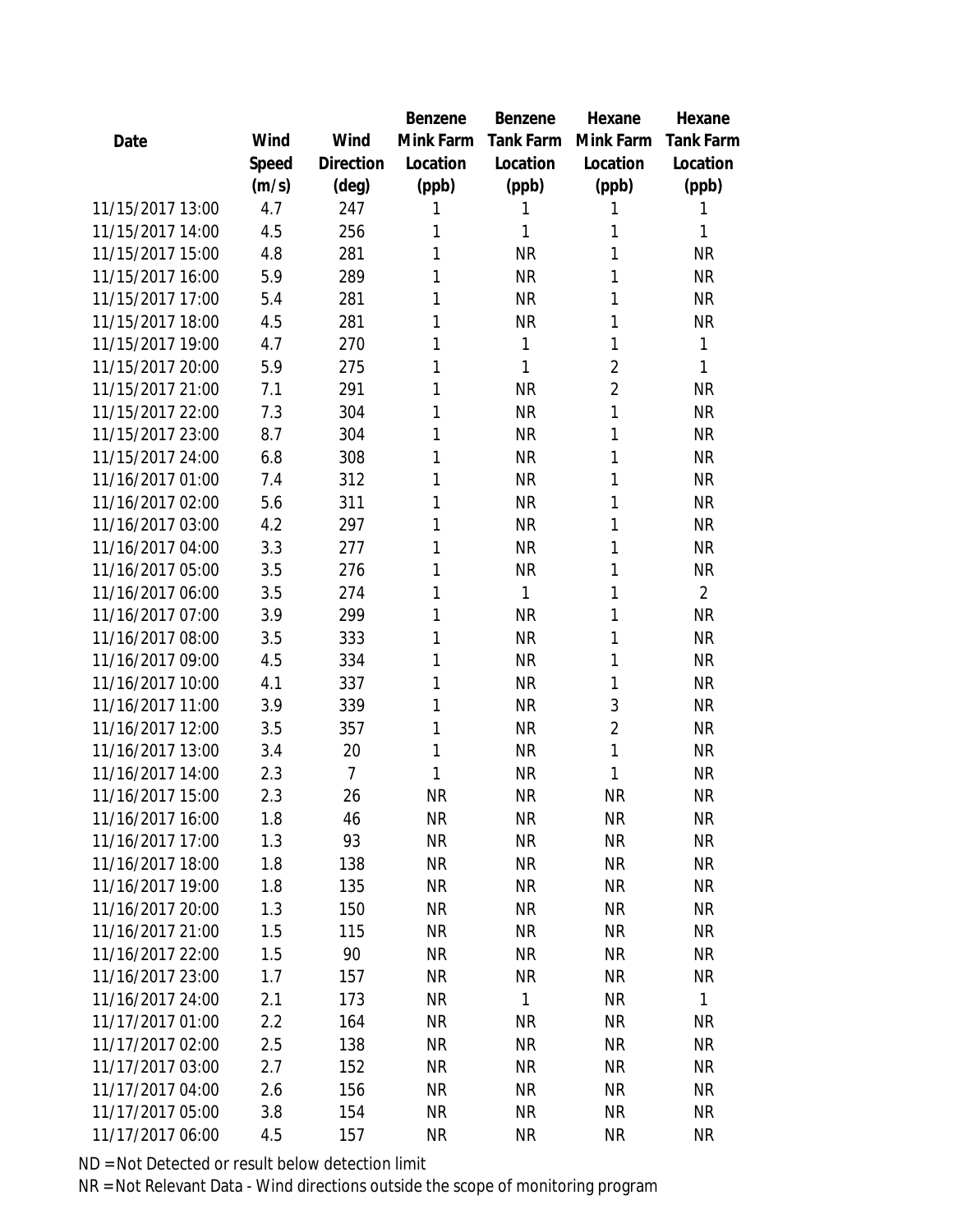| Date | Wind Speed (m/s) | Wind Direction (deg) | Benzene Mink Farm Location (ppb) | Benzene Tank Farm Location (ppb) | Hexane Mink Farm Location (ppb) | Hexane Tank Farm Location (ppb) |
|---|---|---|---|---|---|---|
| 11/15/2017 13:00 | 4.7 | 247 | 1 | 1 | 1 | 1 |
| 11/15/2017 14:00 | 4.5 | 256 | 1 | 1 | 1 | 1 |
| 11/15/2017 15:00 | 4.8 | 281 | 1 | NR | 1 | NR |
| 11/15/2017 16:00 | 5.9 | 289 | 1 | NR | 1 | NR |
| 11/15/2017 17:00 | 5.4 | 281 | 1 | NR | 1 | NR |
| 11/15/2017 18:00 | 4.5 | 281 | 1 | NR | 1 | NR |
| 11/15/2017 19:00 | 4.7 | 270 | 1 | 1 | 1 | 1 |
| 11/15/2017 20:00 | 5.9 | 275 | 1 | 1 | 2 | 1 |
| 11/15/2017 21:00 | 7.1 | 291 | 1 | NR | 2 | NR |
| 11/15/2017 22:00 | 7.3 | 304 | 1 | NR | 1 | NR |
| 11/15/2017 23:00 | 8.7 | 304 | 1 | NR | 1 | NR |
| 11/15/2017 24:00 | 6.8 | 308 | 1 | NR | 1 | NR |
| 11/16/2017 01:00 | 7.4 | 312 | 1 | NR | 1 | NR |
| 11/16/2017 02:00 | 5.6 | 311 | 1 | NR | 1 | NR |
| 11/16/2017 03:00 | 4.2 | 297 | 1 | NR | 1 | NR |
| 11/16/2017 04:00 | 3.3 | 277 | 1 | NR | 1 | NR |
| 11/16/2017 05:00 | 3.5 | 276 | 1 | NR | 1 | NR |
| 11/16/2017 06:00 | 3.5 | 274 | 1 | 1 | 1 | 2 |
| 11/16/2017 07:00 | 3.9 | 299 | 1 | NR | 1 | NR |
| 11/16/2017 08:00 | 3.5 | 333 | 1 | NR | 1 | NR |
| 11/16/2017 09:00 | 4.5 | 334 | 1 | NR | 1 | NR |
| 11/16/2017 10:00 | 4.1 | 337 | 1 | NR | 1 | NR |
| 11/16/2017 11:00 | 3.9 | 339 | 1 | NR | 3 | NR |
| 11/16/2017 12:00 | 3.5 | 357 | 1 | NR | 2 | NR |
| 11/16/2017 13:00 | 3.4 | 20 | 1 | NR | 1 | NR |
| 11/16/2017 14:00 | 2.3 | 7 | 1 | NR | 1 | NR |
| 11/16/2017 15:00 | 2.3 | 26 | NR | NR | NR | NR |
| 11/16/2017 16:00 | 1.8 | 46 | NR | NR | NR | NR |
| 11/16/2017 17:00 | 1.3 | 93 | NR | NR | NR | NR |
| 11/16/2017 18:00 | 1.8 | 138 | NR | NR | NR | NR |
| 11/16/2017 19:00 | 1.8 | 135 | NR | NR | NR | NR |
| 11/16/2017 20:00 | 1.3 | 150 | NR | NR | NR | NR |
| 11/16/2017 21:00 | 1.5 | 115 | NR | NR | NR | NR |
| 11/16/2017 22:00 | 1.5 | 90 | NR | NR | NR | NR |
| 11/16/2017 23:00 | 1.7 | 157 | NR | NR | NR | NR |
| 11/16/2017 24:00 | 2.1 | 173 | NR | 1 | NR | 1 |
| 11/17/2017 01:00 | 2.2 | 164 | NR | NR | NR | NR |
| 11/17/2017 02:00 | 2.5 | 138 | NR | NR | NR | NR |
| 11/17/2017 03:00 | 2.7 | 152 | NR | NR | NR | NR |
| 11/17/2017 04:00 | 2.6 | 156 | NR | NR | NR | NR |
| 11/17/2017 05:00 | 3.8 | 154 | NR | NR | NR | NR |
| 11/17/2017 06:00 | 4.5 | 157 | NR | NR | NR | NR |

ND = Not Detected or result below detection limit

NR = Not Relevant Data - Wind directions outside the scope of monitoring program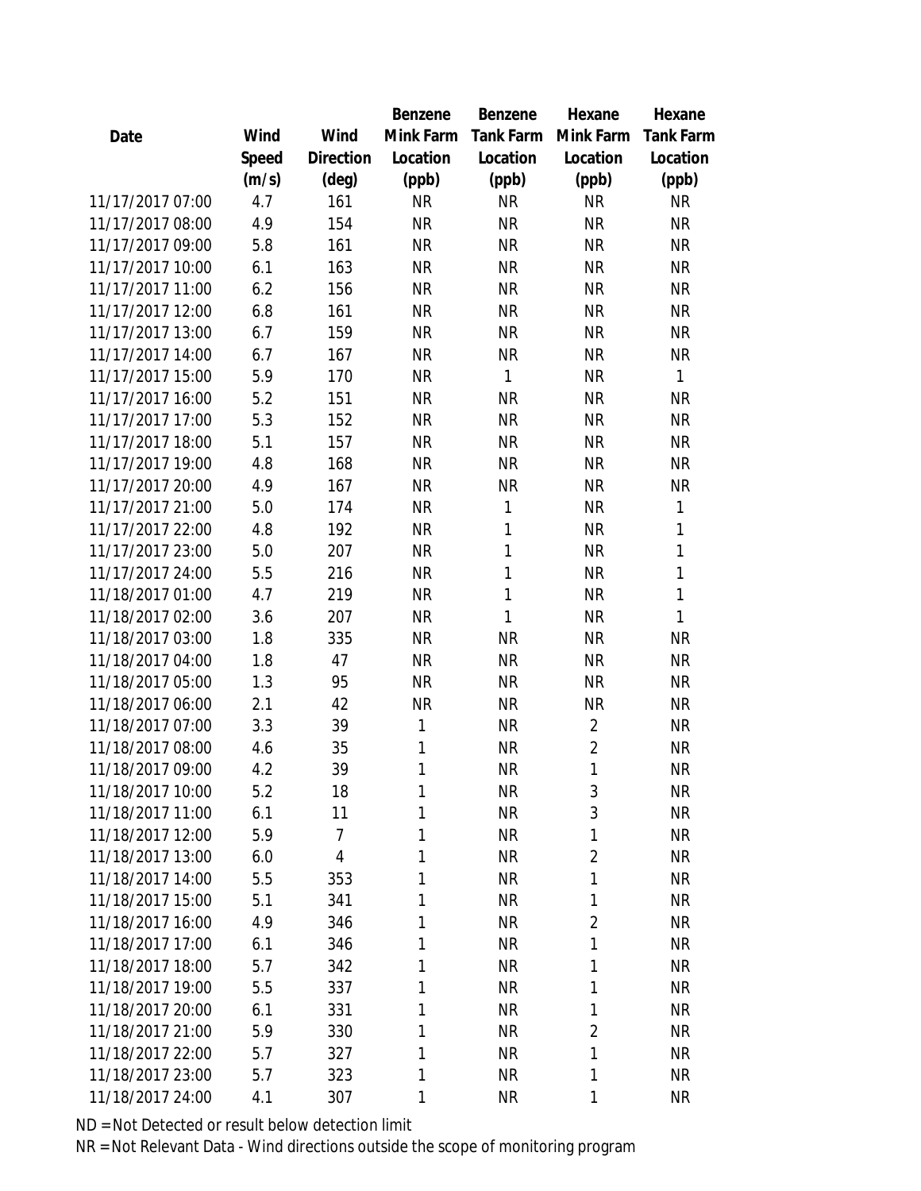| Date | Wind Speed (m/s) | Wind Direction (deg) | Benzene Mink Farm Location (ppb) | Benzene Tank Farm Location (ppb) | Hexane Mink Farm Location (ppb) | Hexane Tank Farm Location (ppb) |
|---|---|---|---|---|---|---|
| 11/17/2017 07:00 | 4.7 | 161 | NR | NR | NR | NR |
| 11/17/2017 08:00 | 4.9 | 154 | NR | NR | NR | NR |
| 11/17/2017 09:00 | 5.8 | 161 | NR | NR | NR | NR |
| 11/17/2017 10:00 | 6.1 | 163 | NR | NR | NR | NR |
| 11/17/2017 11:00 | 6.2 | 156 | NR | NR | NR | NR |
| 11/17/2017 12:00 | 6.8 | 161 | NR | NR | NR | NR |
| 11/17/2017 13:00 | 6.7 | 159 | NR | NR | NR | NR |
| 11/17/2017 14:00 | 6.7 | 167 | NR | NR | NR | NR |
| 11/17/2017 15:00 | 5.9 | 170 | NR | 1 | NR | 1 |
| 11/17/2017 16:00 | 5.2 | 151 | NR | NR | NR | NR |
| 11/17/2017 17:00 | 5.3 | 152 | NR | NR | NR | NR |
| 11/17/2017 18:00 | 5.1 | 157 | NR | NR | NR | NR |
| 11/17/2017 19:00 | 4.8 | 168 | NR | NR | NR | NR |
| 11/17/2017 20:00 | 4.9 | 167 | NR | NR | NR | NR |
| 11/17/2017 21:00 | 5.0 | 174 | NR | 1 | NR | 1 |
| 11/17/2017 22:00 | 4.8 | 192 | NR | 1 | NR | 1 |
| 11/17/2017 23:00 | 5.0 | 207 | NR | 1 | NR | 1 |
| 11/17/2017 24:00 | 5.5 | 216 | NR | 1 | NR | 1 |
| 11/18/2017 01:00 | 4.7 | 219 | NR | 1 | NR | 1 |
| 11/18/2017 02:00 | 3.6 | 207 | NR | 1 | NR | 1 |
| 11/18/2017 03:00 | 1.8 | 335 | NR | NR | NR | NR |
| 11/18/2017 04:00 | 1.8 | 47 | NR | NR | NR | NR |
| 11/18/2017 05:00 | 1.3 | 95 | NR | NR | NR | NR |
| 11/18/2017 06:00 | 2.1 | 42 | NR | NR | NR | NR |
| 11/18/2017 07:00 | 3.3 | 39 | 1 | NR | 2 | NR |
| 11/18/2017 08:00 | 4.6 | 35 | 1 | NR | 2 | NR |
| 11/18/2017 09:00 | 4.2 | 39 | 1 | NR | 1 | NR |
| 11/18/2017 10:00 | 5.2 | 18 | 1 | NR | 3 | NR |
| 11/18/2017 11:00 | 6.1 | 11 | 1 | NR | 3 | NR |
| 11/18/2017 12:00 | 5.9 | 7 | 1 | NR | 1 | NR |
| 11/18/2017 13:00 | 6.0 | 4 | 1 | NR | 2 | NR |
| 11/18/2017 14:00 | 5.5 | 353 | 1 | NR | 1 | NR |
| 11/18/2017 15:00 | 5.1 | 341 | 1 | NR | 1 | NR |
| 11/18/2017 16:00 | 4.9 | 346 | 1 | NR | 2 | NR |
| 11/18/2017 17:00 | 6.1 | 346 | 1 | NR | 1 | NR |
| 11/18/2017 18:00 | 5.7 | 342 | 1 | NR | 1 | NR |
| 11/18/2017 19:00 | 5.5 | 337 | 1 | NR | 1 | NR |
| 11/18/2017 20:00 | 6.1 | 331 | 1 | NR | 1 | NR |
| 11/18/2017 21:00 | 5.9 | 330 | 1 | NR | 2 | NR |
| 11/18/2017 22:00 | 5.7 | 327 | 1 | NR | 1 | NR |
| 11/18/2017 23:00 | 5.7 | 323 | 1 | NR | 1 | NR |
| 11/18/2017 24:00 | 4.1 | 307 | 1 | NR | 1 | NR |

ND = Not Detected or result below detection limit

NR = Not Relevant Data - Wind directions outside the scope of monitoring program